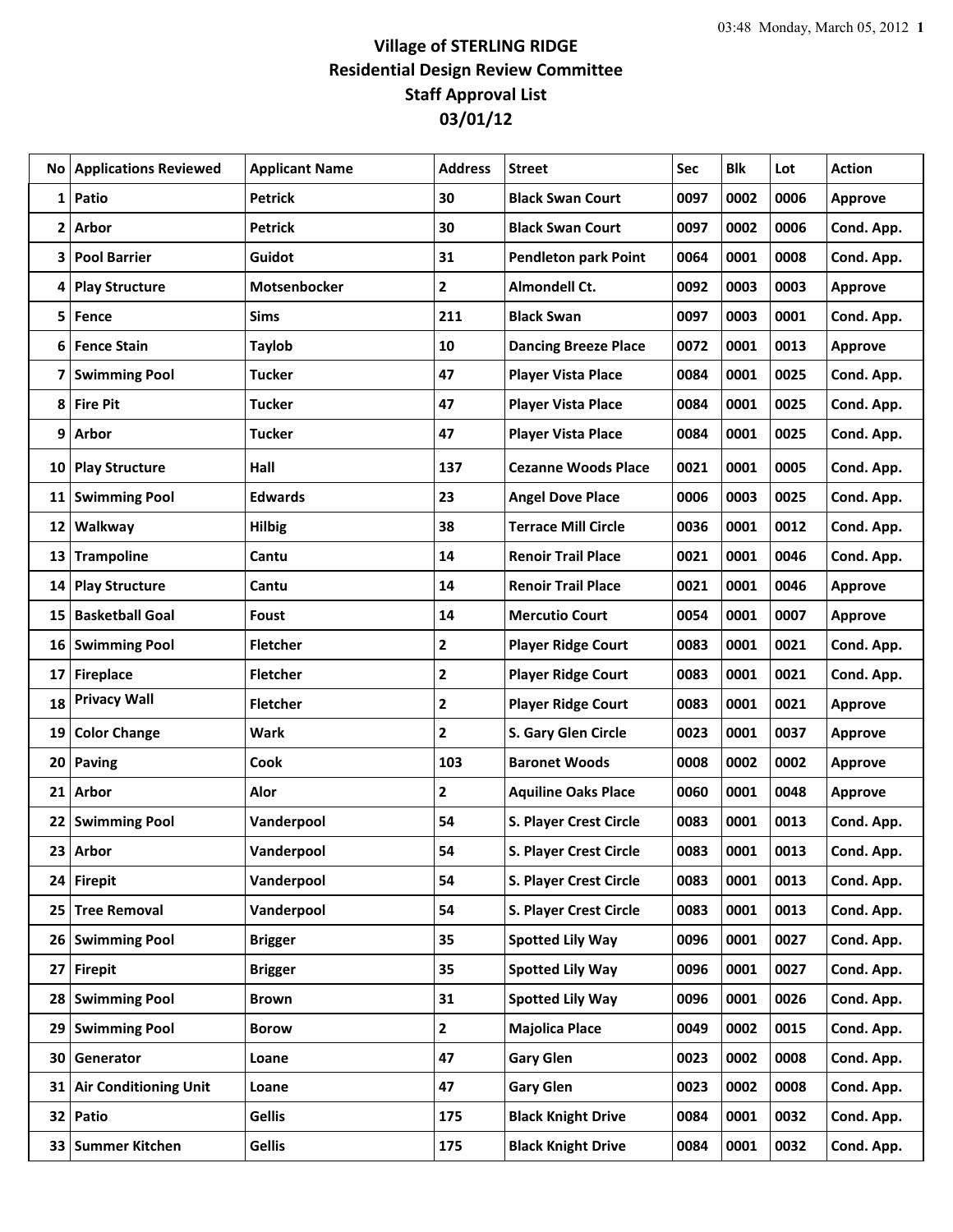# Village of STERLING RIDGE
## Residential Design Review Committee
## Staff Approval List
## 03/01/12

| No | Applications Reviewed | Applicant Name | Address | Street | Sec | Blk | Lot | Action |
|---|---|---|---|---|---|---|---|---|
| 1 | Patio | Petrick | 30 | Black Swan Court | 0097 | 0002 | 0006 | Approve |
| 2 | Arbor | Petrick | 30 | Black Swan Court | 0097 | 0002 | 0006 | Cond. App. |
| 3 | Pool Barrier | Guidot | 31 | Pendleton park Point | 0064 | 0001 | 0008 | Cond. App. |
| 4 | Play Structure | Motsenbocker | 2 | Almondell Ct. | 0092 | 0003 | 0003 | Approve |
| 5 | Fence | Sims | 211 | Black Swan | 0097 | 0003 | 0001 | Cond. App. |
| 6 | Fence Stain | Taylob | 10 | Dancing Breeze Place | 0072 | 0001 | 0013 | Approve |
| 7 | Swimming Pool | Tucker | 47 | Player Vista Place | 0084 | 0001 | 0025 | Cond. App. |
| 8 | Fire Pit | Tucker | 47 | Player Vista Place | 0084 | 0001 | 0025 | Cond. App. |
| 9 | Arbor | Tucker | 47 | Player Vista Place | 0084 | 0001 | 0025 | Cond. App. |
| 10 | Play Structure | Hall | 137 | Cezanne Woods Place | 0021 | 0001 | 0005 | Cond. App. |
| 11 | Swimming Pool | Edwards | 23 | Angel Dove Place | 0006 | 0003 | 0025 | Cond. App. |
| 12 | Walkway | Hilbig | 38 | Terrace Mill Circle | 0036 | 0001 | 0012 | Cond. App. |
| 13 | Trampoline | Cantu | 14 | Renoir Trail Place | 0021 | 0001 | 0046 | Cond. App. |
| 14 | Play Structure | Cantu | 14 | Renoir Trail Place | 0021 | 0001 | 0046 | Approve |
| 15 | Basketball Goal | Foust | 14 | Mercutio Court | 0054 | 0001 | 0007 | Approve |
| 16 | Swimming Pool | Fletcher | 2 | Player Ridge Court | 0083 | 0001 | 0021 | Cond. App. |
| 17 | Fireplace | Fletcher | 2 | Player Ridge Court | 0083 | 0001 | 0021 | Cond. App. |
| 18 | Privacy Wall | Fletcher | 2 | Player Ridge Court | 0083 | 0001 | 0021 | Approve |
| 19 | Color Change | Wark | 2 | S. Gary Glen Circle | 0023 | 0001 | 0037 | Approve |
| 20 | Paving | Cook | 103 | Baronet Woods | 0008 | 0002 | 0002 | Approve |
| 21 | Arbor | Alor | 2 | Aquiline Oaks Place | 0060 | 0001 | 0048 | Approve |
| 22 | Swimming Pool | Vanderpool | 54 | S. Player Crest Circle | 0083 | 0001 | 0013 | Cond. App. |
| 23 | Arbor | Vanderpool | 54 | S. Player Crest Circle | 0083 | 0001 | 0013 | Cond. App. |
| 24 | Firepit | Vanderpool | 54 | S. Player Crest Circle | 0083 | 0001 | 0013 | Cond. App. |
| 25 | Tree Removal | Vanderpool | 54 | S. Player Crest Circle | 0083 | 0001 | 0013 | Cond. App. |
| 26 | Swimming Pool | Brigger | 35 | Spotted Lily Way | 0096 | 0001 | 0027 | Cond. App. |
| 27 | Firepit | Brigger | 35 | Spotted Lily Way | 0096 | 0001 | 0027 | Cond. App. |
| 28 | Swimming Pool | Brown | 31 | Spotted Lily Way | 0096 | 0001 | 0026 | Cond. App. |
| 29 | Swimming Pool | Borow | 2 | Majolica Place | 0049 | 0002 | 0015 | Cond. App. |
| 30 | Generator | Loane | 47 | Gary Glen | 0023 | 0002 | 0008 | Cond. App. |
| 31 | Air Conditioning Unit | Loane | 47 | Gary Glen | 0023 | 0002 | 0008 | Cond. App. |
| 32 | Patio | Gellis | 175 | Black Knight Drive | 0084 | 0001 | 0032 | Cond. App. |
| 33 | Summer Kitchen | Gellis | 175 | Black Knight Drive | 0084 | 0001 | 0032 | Cond. App. |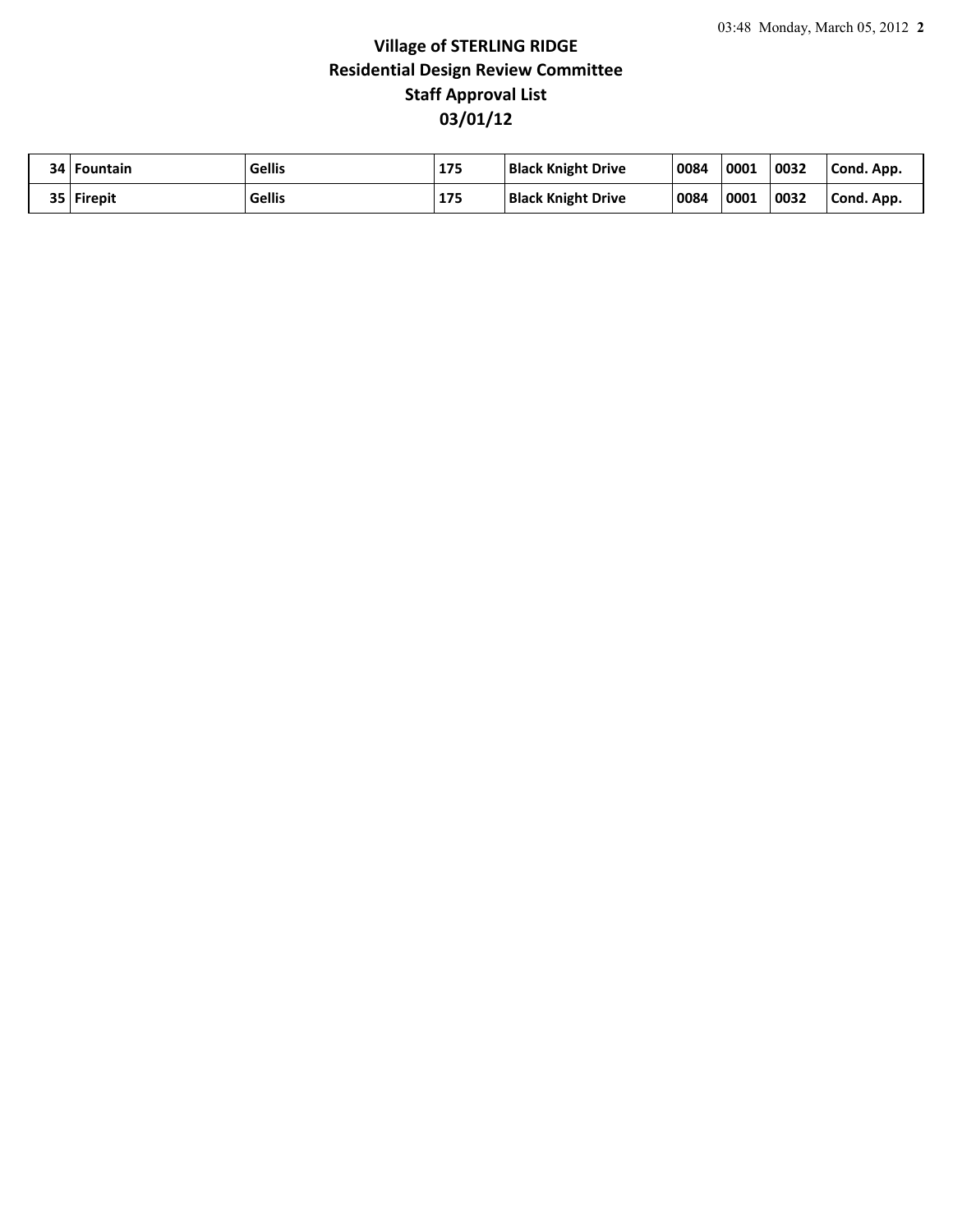**Village of STERLING RIDGE**
**Residential Design Review Committee**
**Staff Approval List**
**03/01/12**

| | | | | | | | | |
|---|---|---|---|---|---|---|---|---|
| 34 | Fountain | Gellis | 175 | Black Knight Drive | 0084 | 0001 | 0032 | Cond. App. |
| 35 | Firepit | Gellis | 175 | Black Knight Drive | 0084 | 0001 | 0032 | Cond. App. |